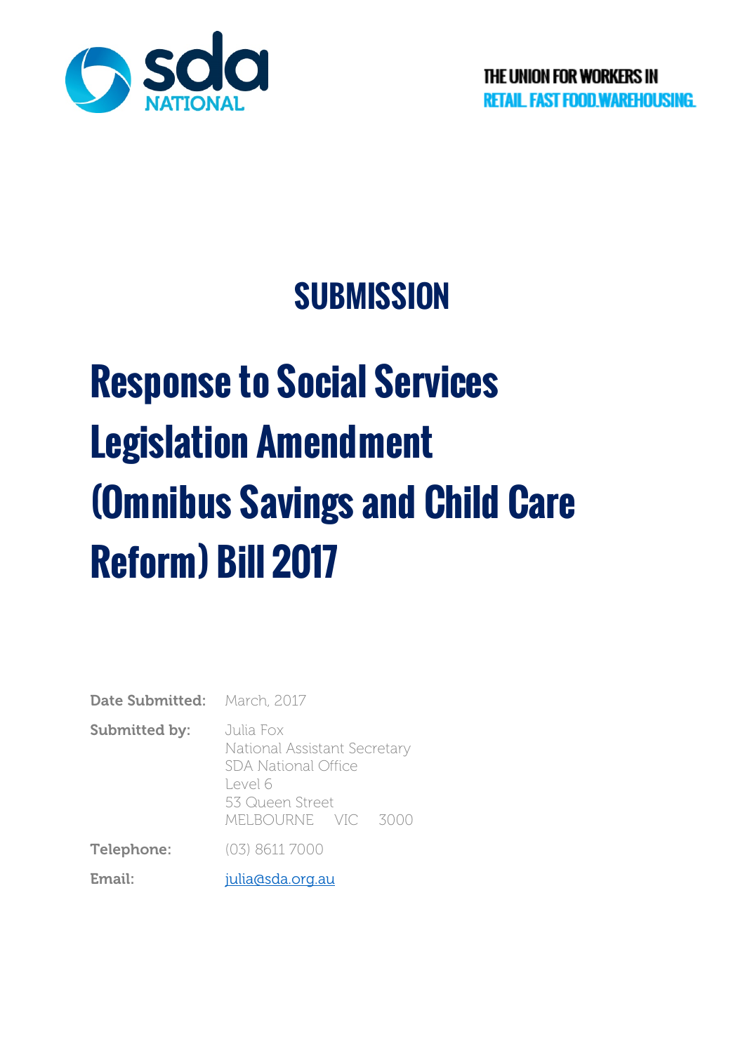sda NATIONAL

THE UNION FOR WORKERS IN
RETAIL. FAST FOOD. WAREHOUSING.

# SUBMISSION

# Response to Social Services Legislation Amendment (Omnibus Savings and Child Care Reform) Bill 2017

**Date Submitted:** March, 2017

**Submitted by:** Julia Fox
National Assistant Secretary
SDA National Office
Level 6
53 Queen Street
MELBOURNE VIC 3000

**Telephone:** (03) 8611 7000

**Email:** julia@sda.org.au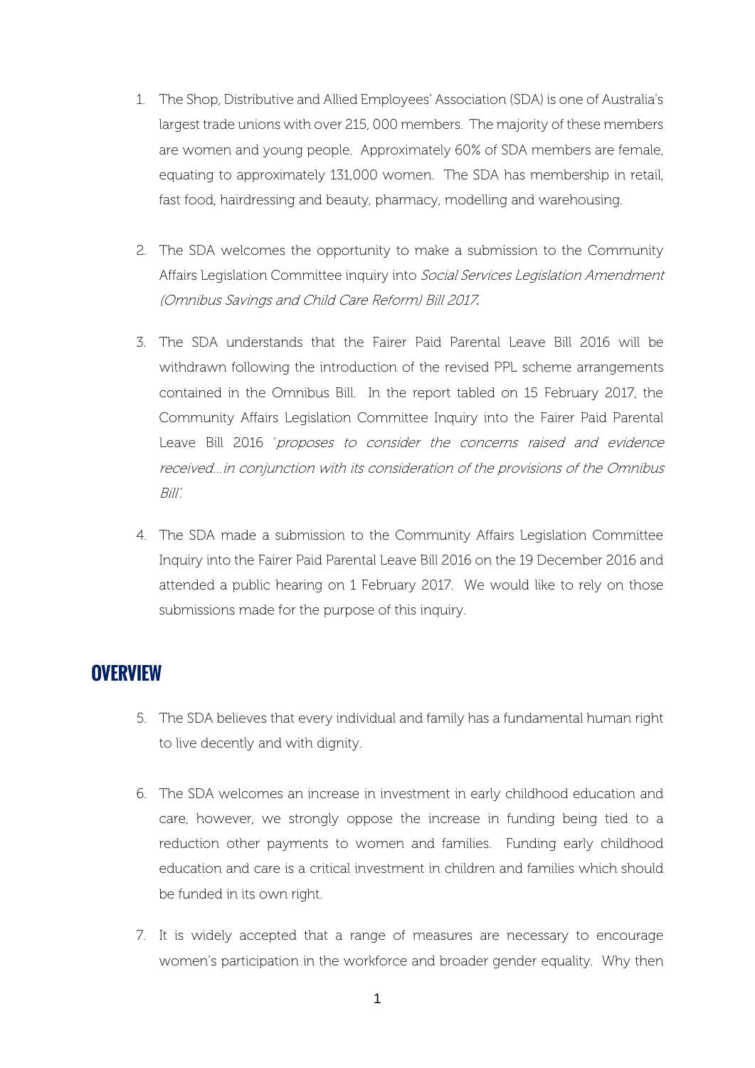1. The Shop, Distributive and Allied Employees' Association (SDA) is one of Australia's largest trade unions with over 215, 000 members. The majority of these members are women and young people. Approximately 60% of SDA members are female, equating to approximately 131,000 women. The SDA has membership in retail, fast food, hairdressing and beauty, pharmacy, modelling and warehousing.

2. The SDA welcomes the opportunity to make a submission to the Community Affairs Legislation Committee inquiry into *Social Services Legislation Amendment (Omnibus Savings and Child Care Reform) Bill 2017*.

3. The SDA understands that the Fairer Paid Parental Leave Bill 2016 will be withdrawn following the introduction of the revised PPL scheme arrangements contained in the Omnibus Bill. In the report tabled on 15 February 2017, the Community Affairs Legislation Committee Inquiry into the Fairer Paid Parental Leave Bill 2016 '*proposes to consider the concerns raised and evidence received…in conjunction with its consideration of the provisions of the Omnibus Bill*'.

4. The SDA made a submission to the Community Affairs Legislation Committee Inquiry into the Fairer Paid Parental Leave Bill 2016 on the 19 December 2016 and attended a public hearing on 1 February 2017. We would like to rely on those submissions made for the purpose of this inquiry.

## OVERVIEW

5. The SDA believes that every individual and family has a fundamental human right to live decently and with dignity.

6. The SDA welcomes an increase in investment in early childhood education and care, however, we strongly oppose the increase in funding being tied to a reduction other payments to women and families. Funding early childhood education and care is a critical investment in children and families which should be funded in its own right.

7. It is widely accepted that a range of measures are necessary to encourage women's participation in the workforce and broader gender equality. Why then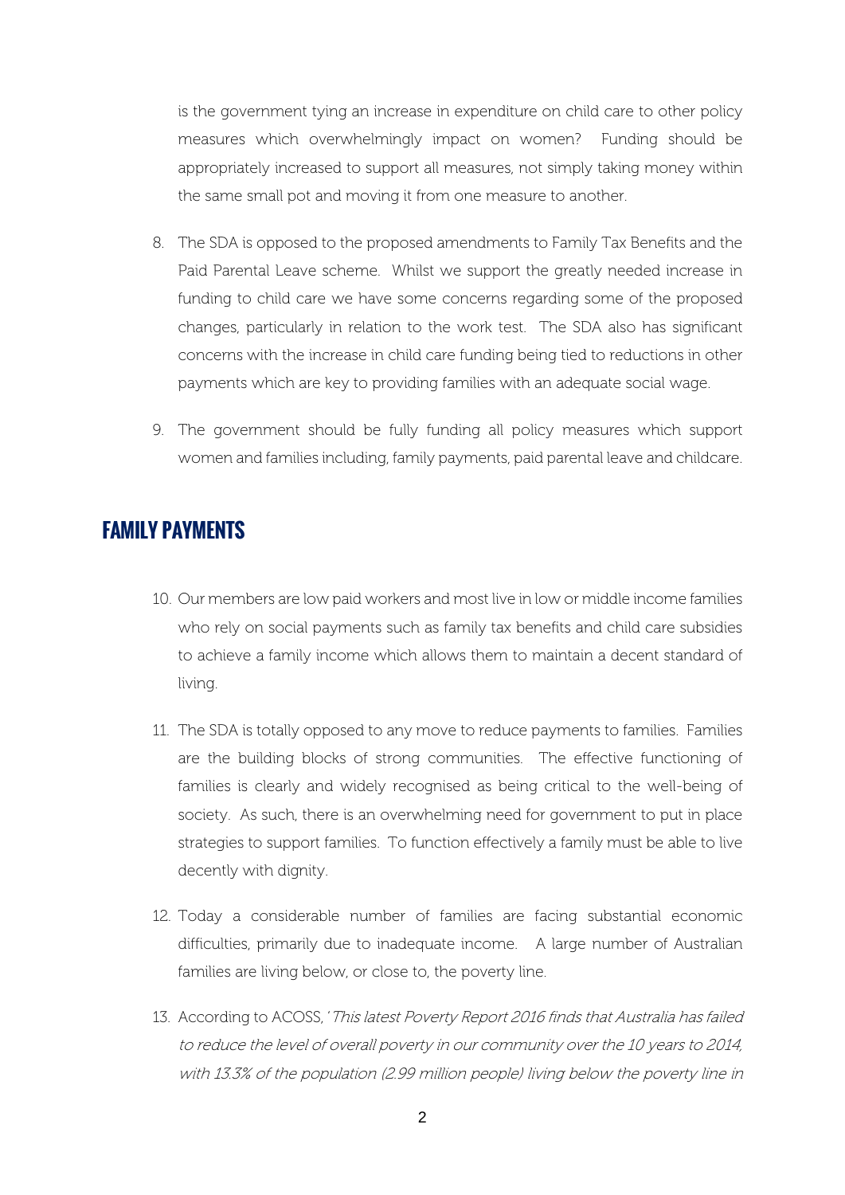is the government tying an increase in expenditure on child care to other policy measures which overwhelmingly impact on women? Funding should be appropriately increased to support all measures, not simply taking money within the same small pot and moving it from one measure to another.

8. The SDA is opposed to the proposed amendments to Family Tax Benefits and the Paid Parental Leave scheme. Whilst we support the greatly needed increase in funding to child care we have some concerns regarding some of the proposed changes, particularly in relation to the work test. The SDA also has significant concerns with the increase in child care funding being tied to reductions in other payments which are key to providing families with an adequate social wage.

9. The government should be fully funding all policy measures which support women and families including, family payments, paid parental leave and childcare.

## FAMILY PAYMENTS

10. Our members are low paid workers and most live in low or middle income families who rely on social payments such as family tax benefits and child care subsidies to achieve a family income which allows them to maintain a decent standard of living.

11. The SDA is totally opposed to any move to reduce payments to families. Families are the building blocks of strong communities. The effective functioning of families is clearly and widely recognised as being critical to the well-being of society. As such, there is an overwhelming need for government to put in place strategies to support families. To function effectively a family must be able to live decently with dignity.

12. Today a considerable number of families are facing substantial economic difficulties, primarily due to inadequate income. A large number of Australian families are living below, or close to, the poverty line.

13. According to ACOSS, '*This latest Poverty Report 2016 finds that Australia has failed to reduce the level of overall poverty in our community over the 10 years to 2014, with 13.3% of the population (2.99 million people) living below the poverty line in*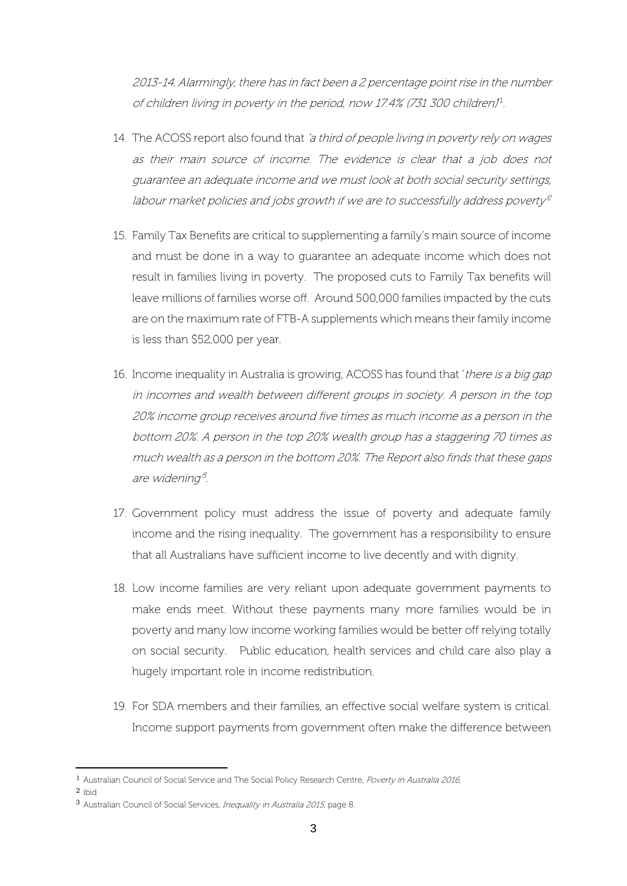*2013-14. Alarmingly, there has in fact been a 2 percentage point rise in the number of children living in poverty in the period, now 17.4% (731 300 children)*[1].

14. The ACOSS report also found that *'a third of people living in poverty rely on wages as their main source of income. The evidence is clear that a job does not guarantee an adequate income and we must look at both social security settings, labour market policies and jobs growth if we are to successfully address poverty*[2]

15. Family Tax Benefits are critical to supplementing a family's main source of income and must be done in a way to guarantee an adequate income which does not result in families living in poverty. The proposed cuts to Family Tax benefits will leave millions of families worse off. Around 500,000 families impacted by the cuts are on the maximum rate of FTB-A supplements which means their family income is less than $52,000 per year.

16. Income inequality in Australia is growing, ACOSS has found that '*there is a big gap in incomes and wealth between different groups in society. A person in the top 20% income group receives around five times as much income as a person in the bottom 20%. A person in the top 20% wealth group has a staggering 70 times as much wealth as a person in the bottom 20%. The Report also finds that these gaps are widening*[3].

17. Government policy must address the issue of poverty and adequate family income and the rising inequality. The government has a responsibility to ensure that all Australians have sufficient income to live decently and with dignity.

18. Low income families are very reliant upon adequate government payments to make ends meet. Without these payments many more families would be in poverty and many low income working families would be better off relying totally on social security. Public education, health services and child care also play a hugely important role in income redistribution.

19. For SDA members and their families, an effective social welfare system is critical. Income support payments from government often make the difference between

---

[1] Australian Council of Social Service and The Social Policy Research Centre, *Poverty in Australia 2016*,

[2] ibid

[3] Australian Council of Social Services, *Inequality in Australia 2015*, page 8.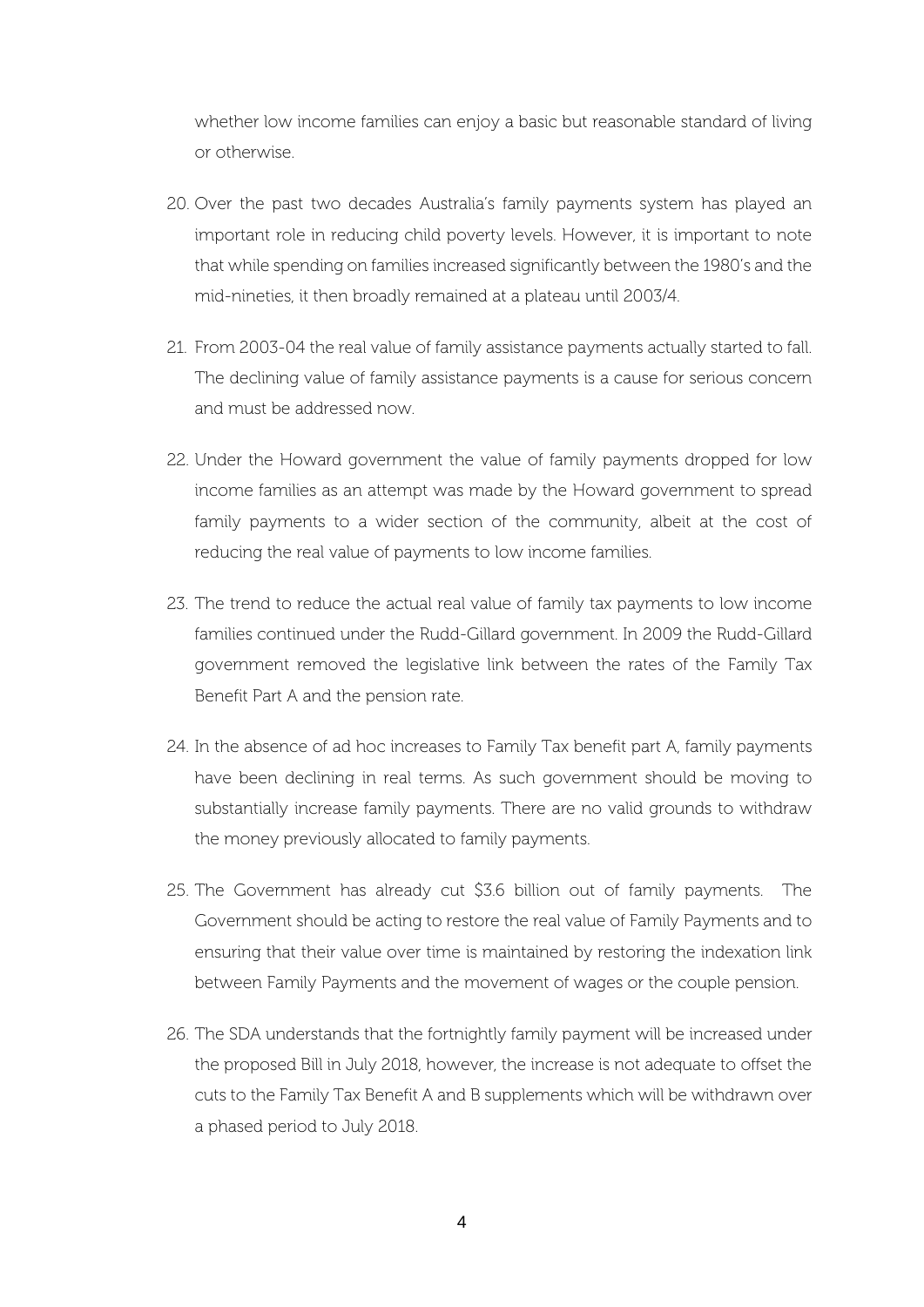whether low income families can enjoy a basic but reasonable standard of living or otherwise.

20. Over the past two decades Australia's family payments system has played an important role in reducing child poverty levels. However, it is important to note that while spending on families increased significantly between the 1980's and the mid-nineties, it then broadly remained at a plateau until 2003/4.

21. From 2003-04 the real value of family assistance payments actually started to fall. The declining value of family assistance payments is a cause for serious concern and must be addressed now.

22. Under the Howard government the value of family payments dropped for low income families as an attempt was made by the Howard government to spread family payments to a wider section of the community, albeit at the cost of reducing the real value of payments to low income families.

23. The trend to reduce the actual real value of family tax payments to low income families continued under the Rudd-Gillard government. In 2009 the Rudd-Gillard government removed the legislative link between the rates of the Family Tax Benefit Part A and the pension rate.

24. In the absence of ad hoc increases to Family Tax benefit part A, family payments have been declining in real terms. As such government should be moving to substantially increase family payments. There are no valid grounds to withdraw the money previously allocated to family payments.

25. The Government has already cut $3.6 billion out of family payments. The Government should be acting to restore the real value of Family Payments and to ensuring that their value over time is maintained by restoring the indexation link between Family Payments and the movement of wages or the couple pension.

26. The SDA understands that the fortnightly family payment will be increased under the proposed Bill in July 2018, however, the increase is not adequate to offset the cuts to the Family Tax Benefit A and B supplements which will be withdrawn over a phased period to July 2018.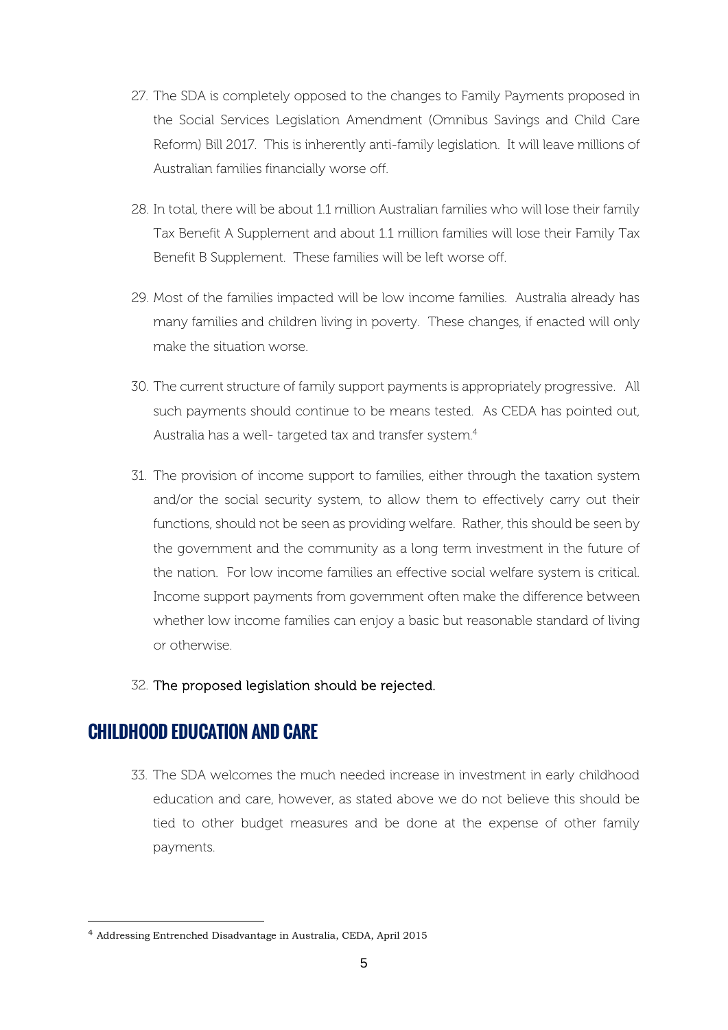27. The SDA is completely opposed to the changes to Family Payments proposed in the Social Services Legislation Amendment (Omnibus Savings and Child Care Reform) Bill 2017. This is inherently anti-family legislation. It will leave millions of Australian families financially worse off.

28. In total, there will be about 1.1 million Australian families who will lose their family Tax Benefit A Supplement and about 1.1 million families will lose their Family Tax Benefit B Supplement. These families will be left worse off.

29. Most of the families impacted will be low income families. Australia already has many families and children living in poverty. These changes, if enacted will only make the situation worse.

30. The current structure of family support payments is appropriately progressive. All such payments should continue to be means tested. As CEDA has pointed out, Australia has a well- targeted tax and transfer system.[4]

31. The provision of income support to families, either through the taxation system and/or the social security system, to allow them to effectively carry out their functions, should not be seen as providing welfare. Rather, this should be seen by the government and the community as a long term investment in the future of the nation. For low income families an effective social welfare system is critical. Income support payments from government often make the difference between whether low income families can enjoy a basic but reasonable standard of living or otherwise.

32. The proposed legislation should be rejected.

## CHILDHOOD EDUCATION AND CARE

33. The SDA welcomes the much needed increase in investment in early childhood education and care, however, as stated above we do not believe this should be tied to other budget measures and be done at the expense of other family payments.

[4] Addressing Entrenched Disadvantage in Australia, CEDA, April 2015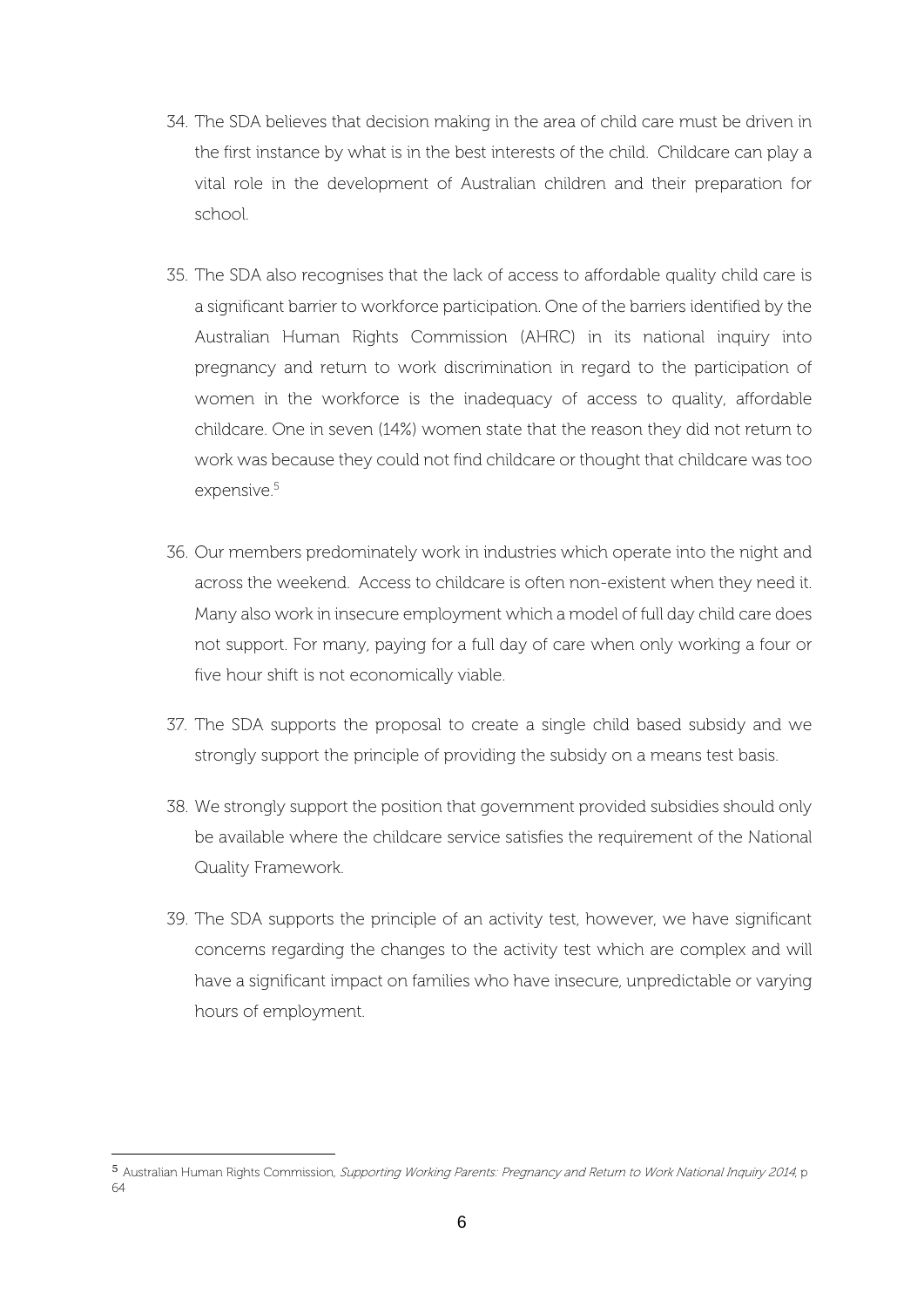34. The SDA believes that decision making in the area of child care must be driven in the first instance by what is in the best interests of the child. Childcare can play a vital role in the development of Australian children and their preparation for school.

35. The SDA also recognises that the lack of access to affordable quality child care is a significant barrier to workforce participation. One of the barriers identified by the Australian Human Rights Commission (AHRC) in its national inquiry into pregnancy and return to work discrimination in regard to the participation of women in the workforce is the inadequacy of access to quality, affordable childcare. One in seven (14%) women state that the reason they did not return to work was because they could not find childcare or thought that childcare was too expensive.[5]

36. Our members predominately work in industries which operate into the night and across the weekend. Access to childcare is often non-existent when they need it. Many also work in insecure employment which a model of full day child care does not support. For many, paying for a full day of care when only working a four or five hour shift is not economically viable.

37. The SDA supports the proposal to create a single child based subsidy and we strongly support the principle of providing the subsidy on a means test basis.

38. We strongly support the position that government provided subsidies should only be available where the childcare service satisfies the requirement of the National Quality Framework.

39. The SDA supports the principle of an activity test, however, we have significant concerns regarding the changes to the activity test which are complex and will have a significant impact on families who have insecure, unpredictable or varying hours of employment.

---

[5] Australian Human Rights Commission, *Supporting Working Parents: Pregnancy and Return to Work National Inquiry 2014*, p 64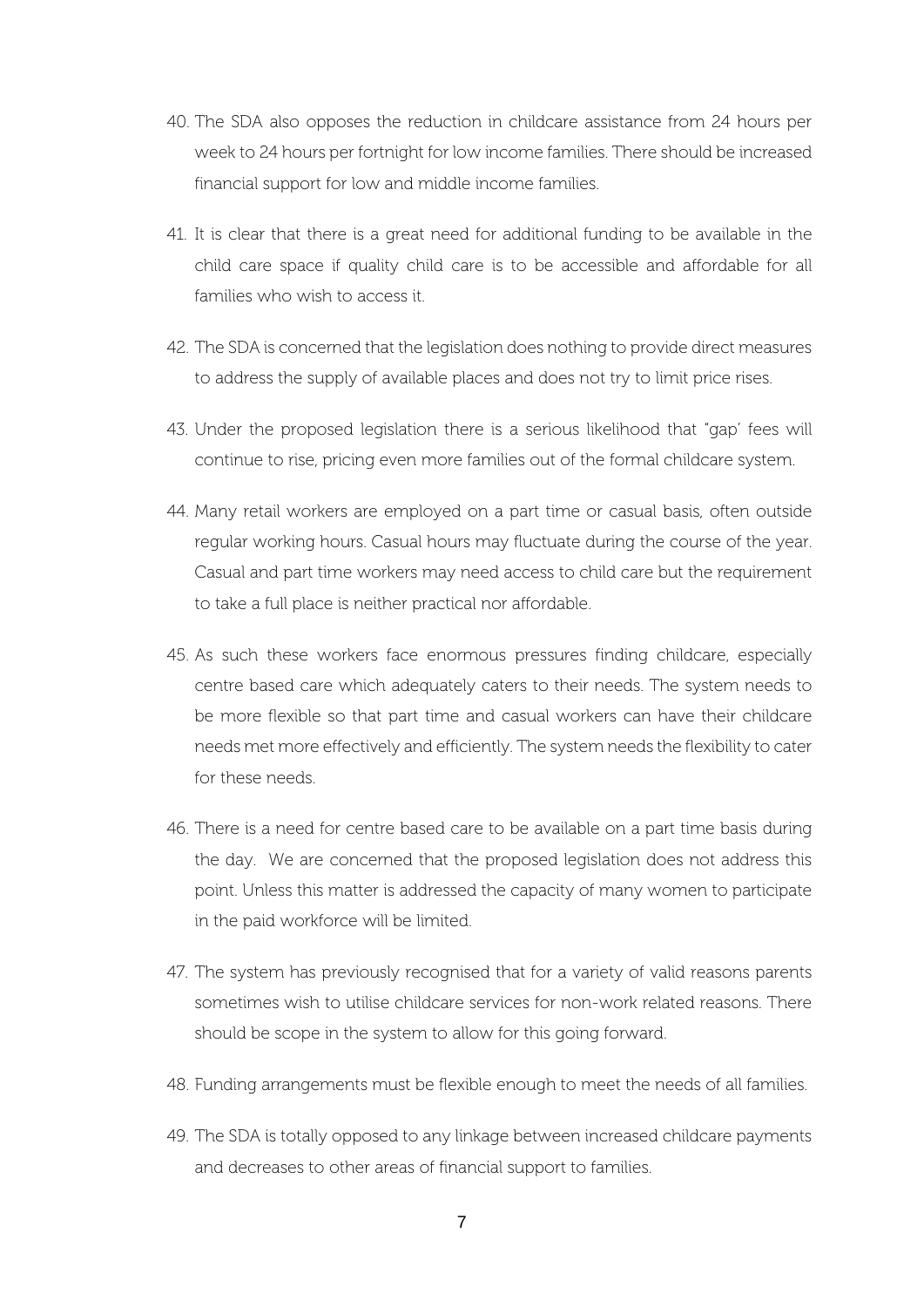40. The SDA also opposes the reduction in childcare assistance from 24 hours per week to 24 hours per fortnight for low income families. There should be increased financial support for low and middle income families.

41. It is clear that there is a great need for additional funding to be available in the child care space if quality child care is to be accessible and affordable for all families who wish to access it.

42. The SDA is concerned that the legislation does nothing to provide direct measures to address the supply of available places and does not try to limit price rises.

43. Under the proposed legislation there is a serious likelihood that "gap' fees will continue to rise, pricing even more families out of the formal childcare system.

44. Many retail workers are employed on a part time or casual basis, often outside regular working hours. Casual hours may fluctuate during the course of the year. Casual and part time workers may need access to child care but the requirement to take a full place is neither practical nor affordable.

45. As such these workers face enormous pressures finding childcare, especially centre based care which adequately caters to their needs. The system needs to be more flexible so that part time and casual workers can have their childcare needs met more effectively and efficiently. The system needs the flexibility to cater for these needs.

46. There is a need for centre based care to be available on a part time basis during the day. We are concerned that the proposed legislation does not address this point. Unless this matter is addressed the capacity of many women to participate in the paid workforce will be limited.

47. The system has previously recognised that for a variety of valid reasons parents sometimes wish to utilise childcare services for non-work related reasons. There should be scope in the system to allow for this going forward.

48. Funding arrangements must be flexible enough to meet the needs of all families.

49. The SDA is totally opposed to any linkage between increased childcare payments and decreases to other areas of financial support to families.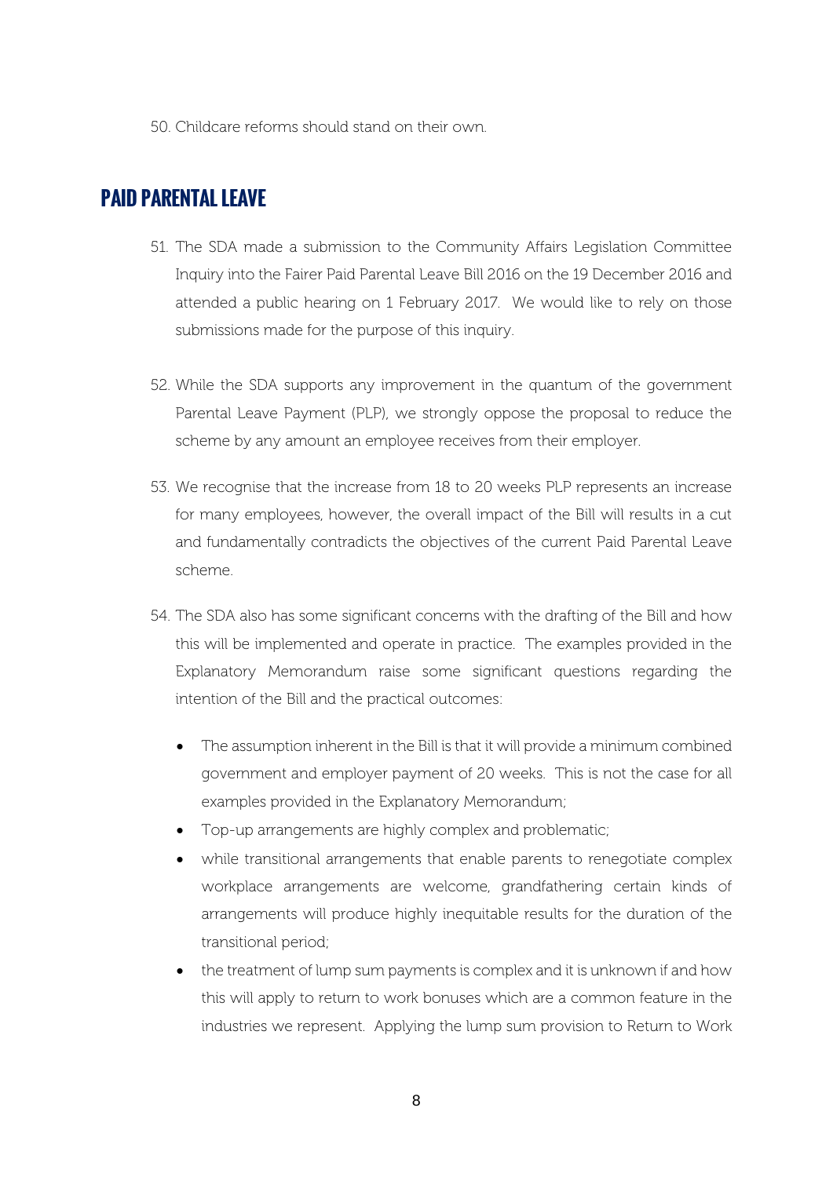50. Childcare reforms should stand on their own.

## PAID PARENTAL LEAVE

51. The SDA made a submission to the Community Affairs Legislation Committee Inquiry into the Fairer Paid Parental Leave Bill 2016 on the 19 December 2016 and attended a public hearing on 1 February 2017. We would like to rely on those submissions made for the purpose of this inquiry.

52. While the SDA supports any improvement in the quantum of the government Parental Leave Payment (PLP), we strongly oppose the proposal to reduce the scheme by any amount an employee receives from their employer.

53. We recognise that the increase from 18 to 20 weeks PLP represents an increase for many employees, however, the overall impact of the Bill will results in a cut and fundamentally contradicts the objectives of the current Paid Parental Leave scheme.

54. The SDA also has some significant concerns with the drafting of the Bill and how this will be implemented and operate in practice. The examples provided in the Explanatory Memorandum raise some significant questions regarding the intention of the Bill and the practical outcomes:

    - The assumption inherent in the Bill is that it will provide a minimum combined government and employer payment of 20 weeks. This is not the case for all examples provided in the Explanatory Memorandum;
    - Top-up arrangements are highly complex and problematic;
    - while transitional arrangements that enable parents to renegotiate complex workplace arrangements are welcome, grandfathering certain kinds of arrangements will produce highly inequitable results for the duration of the transitional period;
    - the treatment of lump sum payments is complex and it is unknown if and how this will apply to return to work bonuses which are a common feature in the industries we represent. Applying the lump sum provision to Return to Work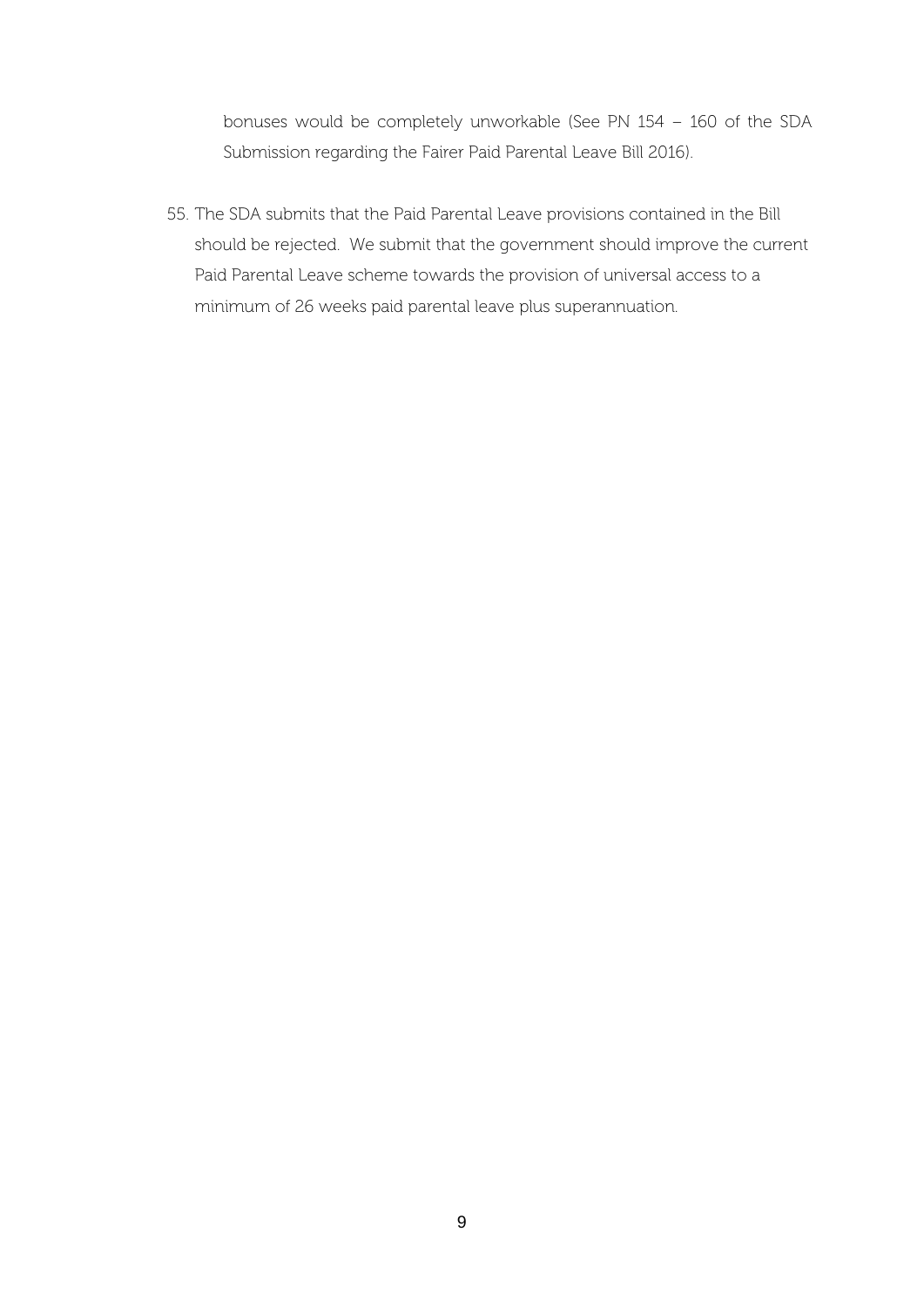bonuses would be completely unworkable (See PN 154 – 160 of the SDA Submission regarding the Fairer Paid Parental Leave Bill 2016).

55. The SDA submits that the Paid Parental Leave provisions contained in the Bill should be rejected. We submit that the government should improve the current Paid Parental Leave scheme towards the provision of universal access to a minimum of 26 weeks paid parental leave plus superannuation.